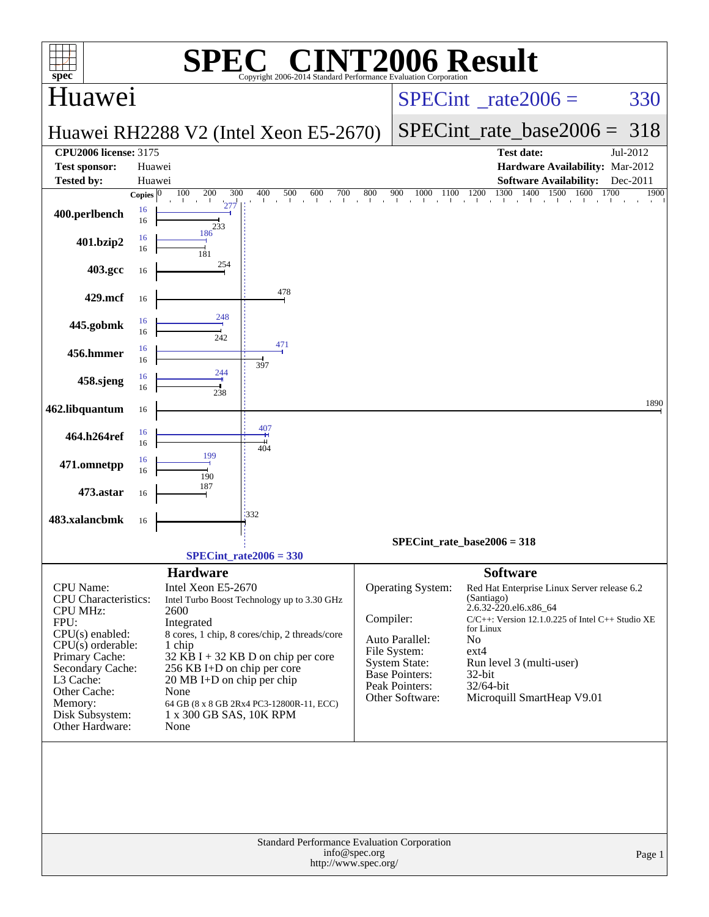# SPEC® CINT2006 Result

Copyright 2006-2014 Standard Performance Evaluation Corporation

## Huawei

**Huawei RH2288 V2 (Intel Xeon E5-2670)**

SPECint_rate2006 = 330

SPECint_rate_base2006 = 318

| | | | |
|---|---|---|---|
| **CPU2006 license:** 3175 | | **Test date:** | Jul-2012 |
| **Test sponsor:** | Huawei | **Hardware Availability:** | Mar-2012 |
| **Tested by:** | Huawei | **Software Availability:** | Dec-2011 |

| Benchmark | Copies (peak) | Peak | Copies (base) | Base |
|---|---|---|---|---|
| 400.perlbench | 16 | 277 | 16 | 233 |
| 401.bzip2 | 16 | 186 | 16 | 181 |
| 403.gcc | | | 16 | 254 |
| 429.mcf | | | 16 | 478 |
| 445.gobmk | 16 | 248 | 16 | 242 |
| 456.hmmer | 16 | 471 | 16 | 397 |
| 458.sjeng | 16 | 244 | 16 | 238 |
| 462.libquantum | | | 16 | 1890 |
| 464.h264ref | 16 | 407 | 16 | 404 |
| 471.omnetpp | 16 | 199 | 16 | 190 |
| 473.astar | | | 16 | 187 |
| 483.xalancbmk | | | 16 | 332 |

SPECint_rate_base2006 = 318

SPECint_rate2006 = 330

### Hardware

| | |
|---|---|
| CPU Name: | Intel Xeon E5-2670 |
| CPU Characteristics: | Intel Turbo Boost Technology up to 3.30 GHz |
| CPU MHz: | 2600 |
| FPU: | Integrated |
| CPU(s) enabled: | 8 cores, 1 chip, 8 cores/chip, 2 threads/core |
| CPU(s) orderable: | 1 chip |
| Primary Cache: | 32 KB I + 32 KB D on chip per core |
| Secondary Cache: | 256 KB I+D on chip per core |
| L3 Cache: | 20 MB I+D on chip per chip |
| Other Cache: | None |
| Memory: | 64 GB (8 x 8 GB 2Rx4 PC3-12800R-11, ECC) |
| Disk Subsystem: | 1 x 300 GB SAS, 10K RPM |
| Other Hardware: | None |

### Software

| | |
|---|---|
| Operating System: | Red Hat Enterprise Linux Server release 6.2 (Santiago) 2.6.32-220.el6.x86_64 |
| Compiler: | C/C++: Version 12.1.0.225 of Intel C++ Studio XE for Linux |
| Auto Parallel: | No |
| File System: | ext4 |
| System State: | Run level 3 (multi-user) |
| Base Pointers: | 32-bit |
| Peak Pointers: | 32/64-bit |
| Other Software: | Microquill SmartHeap V9.01 |

Standard Performance Evaluation Corporation
info@spec.org
http://www.spec.org/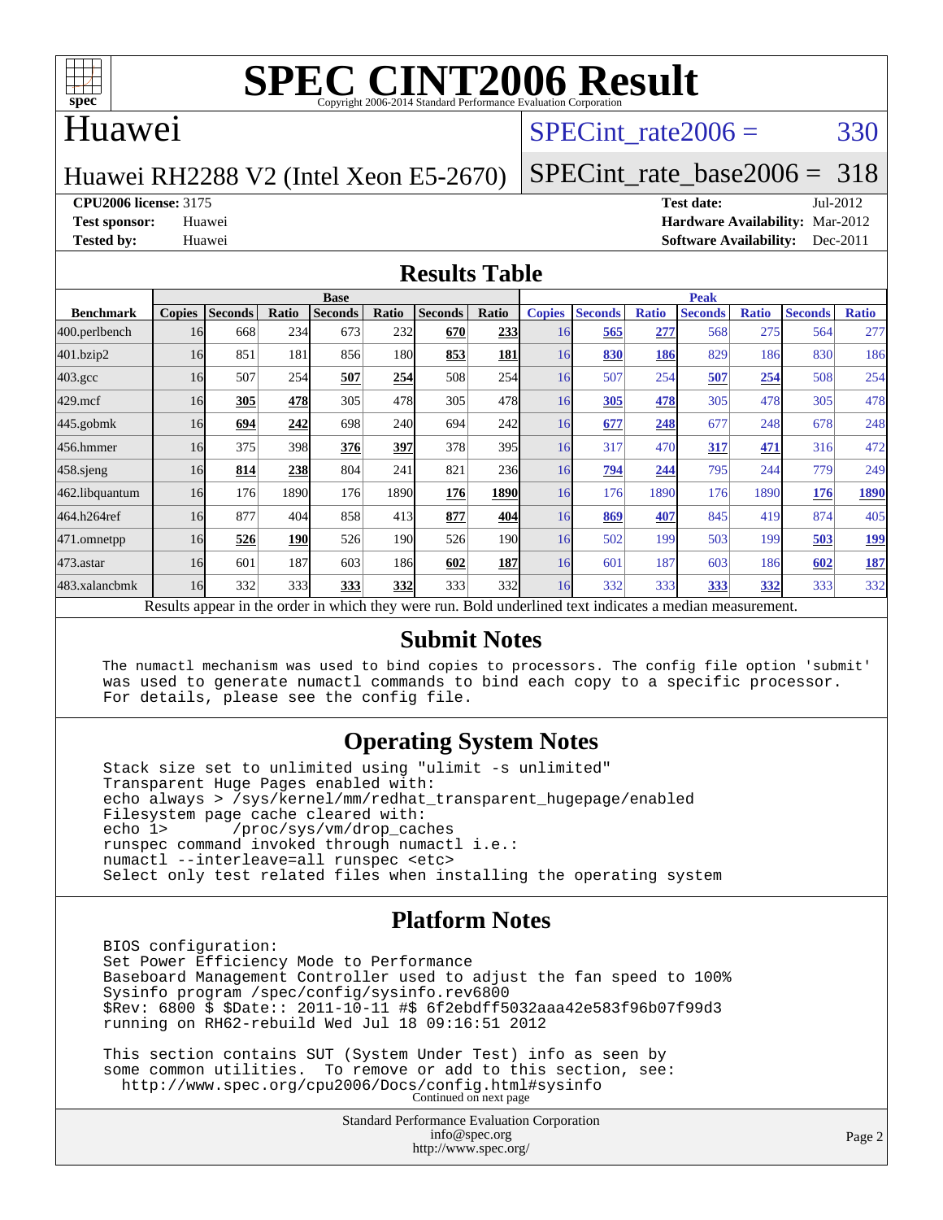# SPEC CINT2006 Result

Copyright 2006-2014 Standard Performance Evaluation Corporation

## Huawei

Huawei RH2288 V2 (Intel Xeon E5-2670)

SPECint_rate2006 = 330

SPECint_rate_base2006 = 318

**CPU2006 license:** 3175
**Test sponsor:** Huawei
**Tested by:** Huawei

**Test date:** Jul-2012
**Hardware Availability:** Mar-2012
**Software Availability:** Dec-2011

## Results Table

| Benchmark | Base | | | | | | | Peak | | | | | | |
|---|---|---|---|---|---|---|---|---|---|---|---|---|---|---|
| | Copies | Seconds | Ratio | Seconds | Ratio | Seconds | Ratio | Copies | Seconds | Ratio | Seconds | Ratio | Seconds | Ratio |
| 400.perlbench | 16 | 668 | 234 | 673 | 232 | **670** | **233** | 16 | **565** | **277** | 568 | 275 | 564 | 277 |
| 401.bzip2 | 16 | 851 | 181 | 856 | 180 | **853** | **181** | 16 | **830** | **186** | 829 | 186 | 830 | 186 |
| 403.gcc | 16 | 507 | 254 | **507** | **254** | 508 | 254 | 16 | 507 | 254 | **507** | **254** | 508 | 254 |
| 429.mcf | 16 | **305** | **478** | 305 | 478 | 305 | 478 | 16 | **305** | **478** | 305 | 478 | 305 | 478 |
| 445.gobmk | 16 | **694** | **242** | 698 | 240 | 694 | 242 | 16 | **677** | **248** | 677 | 248 | 678 | 248 |
| 456.hmmer | 16 | 375 | 398 | **376** | **397** | 378 | 395 | 16 | 317 | 470 | **317** | **471** | 316 | 472 |
| 458.sjeng | 16 | **814** | **238** | 804 | 241 | 821 | 236 | 16 | **794** | **244** | 795 | 244 | 779 | 249 |
| 462.libquantum | 16 | 176 | 1890 | 176 | 1890 | **176** | **1890** | 16 | 176 | 1890 | 176 | 1890 | **176** | **1890** |
| 464.h264ref | 16 | 877 | 404 | 858 | 413 | **877** | **404** | 16 | **869** | **407** | 845 | 419 | 874 | 405 |
| 471.omnetpp | 16 | **526** | **190** | 526 | 190 | 526 | 190 | 16 | 502 | 199 | 503 | 199 | **503** | **199** |
| 473.astar | 16 | 601 | 187 | 603 | 186 | **602** | **187** | 16 | 601 | 187 | 603 | 186 | **602** | **187** |
| 483.xalancbmk | 16 | 332 | 333 | **333** | **332** | 333 | 332 | 16 | 332 | 333 | **333** | **332** | 333 | 332 |

Results appear in the order in which they were run. Bold underlined text indicates a median measurement.

## Submit Notes

```
The numactl mechanism was used to bind copies to processors. The config file option 'submit'
was used to generate numactl commands to bind each copy to a specific processor.
For details, please see the config file.
```

## Operating System Notes

```
Stack size set to unlimited using "ulimit -s unlimited"
Transparent Huge Pages enabled with:
echo always > /sys/kernel/mm/redhat_transparent_hugepage/enabled
Filesystem page cache cleared with:
echo 1>       /proc/sys/vm/drop_caches
runspec command invoked through numactl i.e.:
numactl --interleave=all runspec <etc>
Select only test related files when installing the operating system
```

## Platform Notes

```
BIOS configuration:
Set Power Efficiency Mode to Performance
Baseboard Management Controller used to adjust the fan speed to 100%
Sysinfo program /spec/config/sysinfo.rev6800
$Rev: 6800 $ $Date:: 2011-10-11 #$ 6f2ebdff5032aaa42e583f96b07f99d3
running on RH62-rebuild Wed Jul 18 09:16:51 2012

This section contains SUT (System Under Test) info as seen by
some common utilities.  To remove or add to this section, see:
  http://www.spec.org/cpu2006/Docs/config.html#sysinfo
```

Continued on next page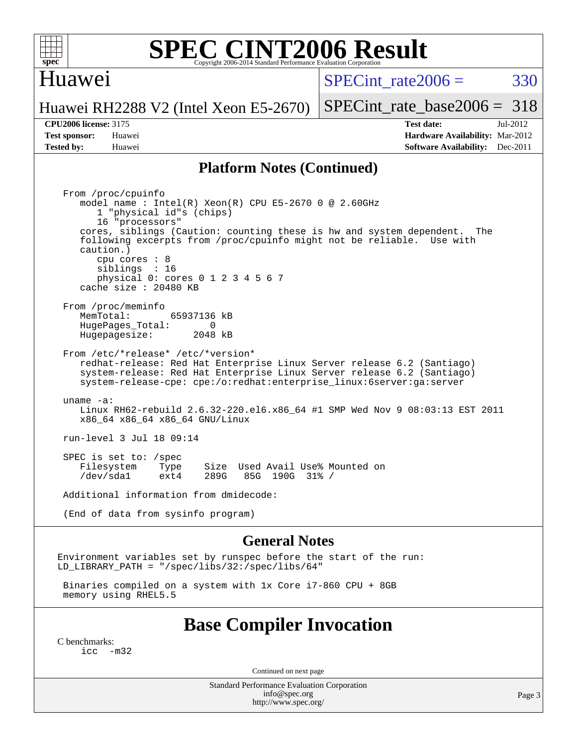# SPEC CINT2006 Result

## Huawei

Huawei RH2288 V2 (Intel Xeon E5-2670)

SPECint_rate2006 = 330

SPECint_rate_base2006 = 318

**CPU2006 license:** 3175
**Test sponsor:** Huawei
**Tested by:** Huawei

**Test date:** Jul-2012
**Hardware Availability:** Mar-2012
**Software Availability:** Dec-2011

## Platform Notes (Continued)

```
From /proc/cpuinfo
   model name : Intel(R) Xeon(R) CPU E5-2670 0 @ 2.60GHz
      1 "physical id"s (chips)
      16 "processors"
   cores, siblings (Caution: counting these is hw and system dependent.  The
   following excerpts from /proc/cpuinfo might not be reliable.  Use with
   caution.)
      cpu cores : 8
      siblings  : 16
      physical 0: cores 0 1 2 3 4 5 6 7
   cache size : 20480 KB

From /proc/meminfo
   MemTotal:       65937136 kB
   HugePages_Total:       0
   Hugepagesize:       2048 kB

From /etc/*release* /etc/*version*
   redhat-release: Red Hat Enterprise Linux Server release 6.2 (Santiago)
   system-release: Red Hat Enterprise Linux Server release 6.2 (Santiago)
   system-release-cpe: cpe:/o:redhat:enterprise_linux:6server:ga:server

uname -a:
   Linux RH62-rebuild 2.6.32-220.el6.x86_64 #1 SMP Wed Nov 9 08:03:13 EST 2011
   x86_64 x86_64 x86_64 GNU/Linux

run-level 3 Jul 18 09:14

SPEC is set to: /spec
   Filesystem    Type    Size  Used Avail Use% Mounted on
   /dev/sda1     ext4    289G   85G  190G  31% /

Additional information from dmidecode:

(End of data from sysinfo program)
```

## General Notes

```
Environment variables set by runspec before the start of the run:
LD_LIBRARY_PATH = "/spec/libs/32:/spec/libs/64"

 Binaries compiled on a system with 1x Core i7-860 CPU + 8GB
 memory using RHEL5.5
```

## Base Compiler Invocation

C benchmarks:
```
icc  -m32
```

Continued on next page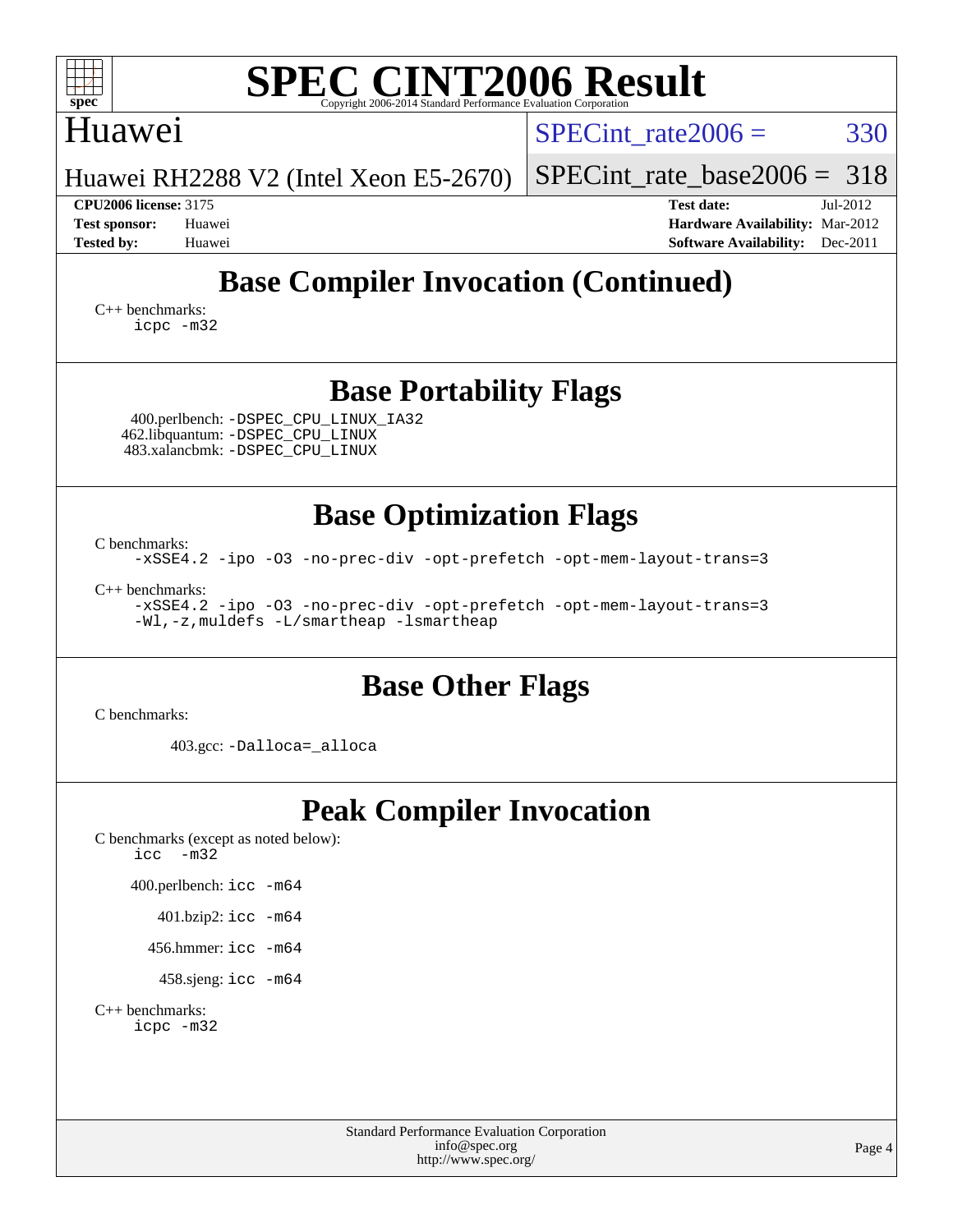# SPEC CINT2006 Result

Copyright 2006-2014 Standard Performance Evaluation Corporation

## Huawei

Huawei RH2288 V2 (Intel Xeon E5-2670)

SPECint_rate2006 = 330

SPECint_rate_base2006 = 318

**CPU2006 license:** 3175
**Test sponsor:** Huawei
**Tested by:** Huawei

**Test date:** Jul-2012
**Hardware Availability:** Mar-2012
**Software Availability:** Dec-2011

## Base Compiler Invocation (Continued)

C++ benchmarks:
```
icpc -m32
```

## Base Portability Flags

400.perlbench: `-DSPEC_CPU_LINUX_IA32`
462.libquantum: `-DSPEC_CPU_LINUX`
483.xalancbmk: `-DSPEC_CPU_LINUX`

## Base Optimization Flags

C benchmarks:
```
-xSSE4.2 -ipo -O3 -no-prec-div -opt-prefetch -opt-mem-layout-trans=3
```

C++ benchmarks:
```
-xSSE4.2 -ipo -O3 -no-prec-div -opt-prefetch -opt-mem-layout-trans=3
-Wl,-z,muldefs -L/smartheap -lsmartheap
```

## Base Other Flags

C benchmarks:

403.gcc: `-Dalloca=_alloca`

## Peak Compiler Invocation

C benchmarks (except as noted below):
```
icc  -m32
```

400.perlbench: `icc -m64`

401.bzip2: `icc -m64`

456.hmmer: `icc -m64`

458.sjeng: `icc -m64`

C++ benchmarks:
```
icpc -m32
```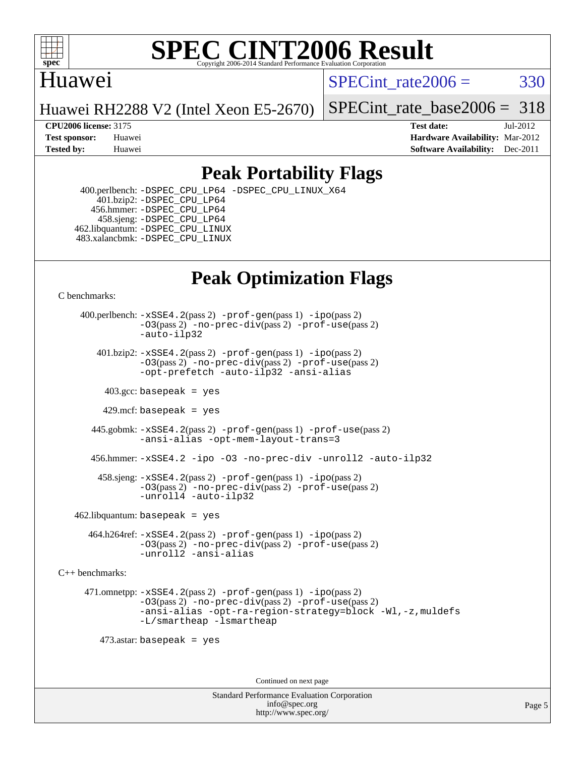# SPEC CINT2006 Result

Copyright 2006-2014 Standard Performance Evaluation Corporation

## Huawei

Huawei RH2288 V2 (Intel Xeon E5-2670)

SPECint_rate2006 = 330

SPECint_rate_base2006 = 318

**CPU2006 license:** 3175
**Test sponsor:** Huawei
**Tested by:** Huawei

**Test date:** Jul-2012
**Hardware Availability:** Mar-2012
**Software Availability:** Dec-2011

## Peak Portability Flags

400.perlbench: `-DSPEC_CPU_LP64 -DSPEC_CPU_LINUX_X64`
401.bzip2: `-DSPEC_CPU_LP64`
456.hmmer: `-DSPEC_CPU_LP64`
458.sjeng: `-DSPEC_CPU_LP64`
462.libquantum: `-DSPEC_CPU_LINUX`
483.xalancbmk: `-DSPEC_CPU_LINUX`

## Peak Optimization Flags

C benchmarks:

400.perlbench: `-xSSE4.2`(pass 2) `-prof-gen`(pass 1) `-ipo`(pass 2) `-O3`(pass 2) `-no-prec-div`(pass 2) `-prof-use`(pass 2) `-auto-ilp32`

401.bzip2: `-xSSE4.2`(pass 2) `-prof-gen`(pass 1) `-ipo`(pass 2) `-O3`(pass 2) `-no-prec-div`(pass 2) `-prof-use`(pass 2) `-opt-prefetch -auto-ilp32 -ansi-alias`

403.gcc: `basepeak = yes`

429.mcf: `basepeak = yes`

445.gobmk: `-xSSE4.2`(pass 2) `-prof-gen`(pass 1) `-prof-use`(pass 2) `-ansi-alias -opt-mem-layout-trans=3`

456.hmmer: `-xSSE4.2 -ipo -O3 -no-prec-div -unroll2 -auto-ilp32`

458.sjeng: `-xSSE4.2`(pass 2) `-prof-gen`(pass 1) `-ipo`(pass 2) `-O3`(pass 2) `-no-prec-div`(pass 2) `-prof-use`(pass 2) `-unroll4 -auto-ilp32`

462.libquantum: `basepeak = yes`

464.h264ref: `-xSSE4.2`(pass 2) `-prof-gen`(pass 1) `-ipo`(pass 2) `-O3`(pass 2) `-no-prec-div`(pass 2) `-prof-use`(pass 2) `-unroll2 -ansi-alias`

C++ benchmarks:

471.omnetpp: `-xSSE4.2`(pass 2) `-prof-gen`(pass 1) `-ipo`(pass 2) `-O3`(pass 2) `-no-prec-div`(pass 2) `-prof-use`(pass 2) `-ansi-alias -opt-ra-region-strategy=block -Wl,-z,muldefs -L/smartheap -lsmartheap`

473.astar: `basepeak = yes`

Continued on next page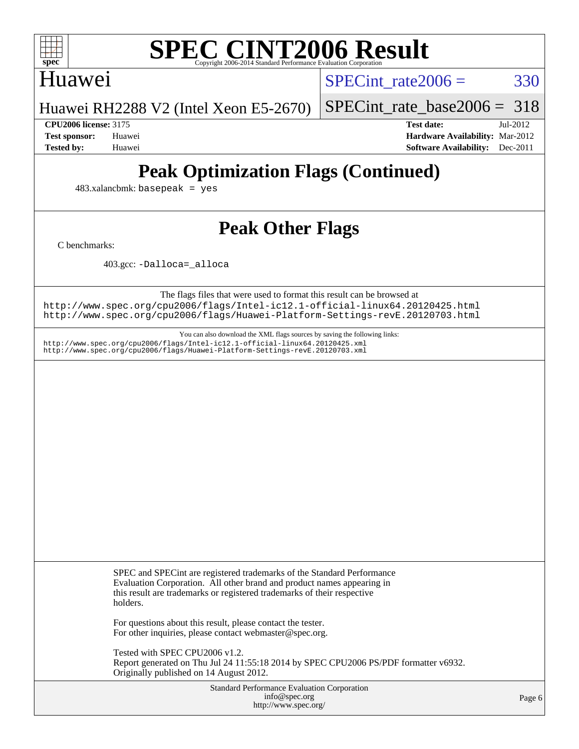# Peak Optimization Flags (Continued)

483.xalancbmk: `basepeak = yes`

# Peak Other Flags

C benchmarks:

403.gcc: `-Dalloca=_alloca`

The flags files that were used to format this result can be browsed at
http://www.spec.org/cpu2006/flags/Intel-ic12.1-official-linux64.20120425.html
http://www.spec.org/cpu2006/flags/Huawei-Platform-Settings-revE.20120703.html

You can also download the XML flags sources by saving the following links:
http://www.spec.org/cpu2006/flags/Intel-ic12.1-official-linux64.20120425.xml
http://www.spec.org/cpu2006/flags/Huawei-Platform-Settings-revE.20120703.xml

SPEC and SPECint are registered trademarks of the Standard Performance Evaluation Corporation. All other brand and product names appearing in this result are trademarks or registered trademarks of their respective holders.

For questions about this result, please contact the tester.
For other inquiries, please contact webmaster@spec.org.

Tested with SPEC CPU2006 v1.2.
Report generated on Thu Jul 24 11:55:18 2014 by SPEC CPU2006 PS/PDF formatter v6932.
Originally published on 14 August 2012.